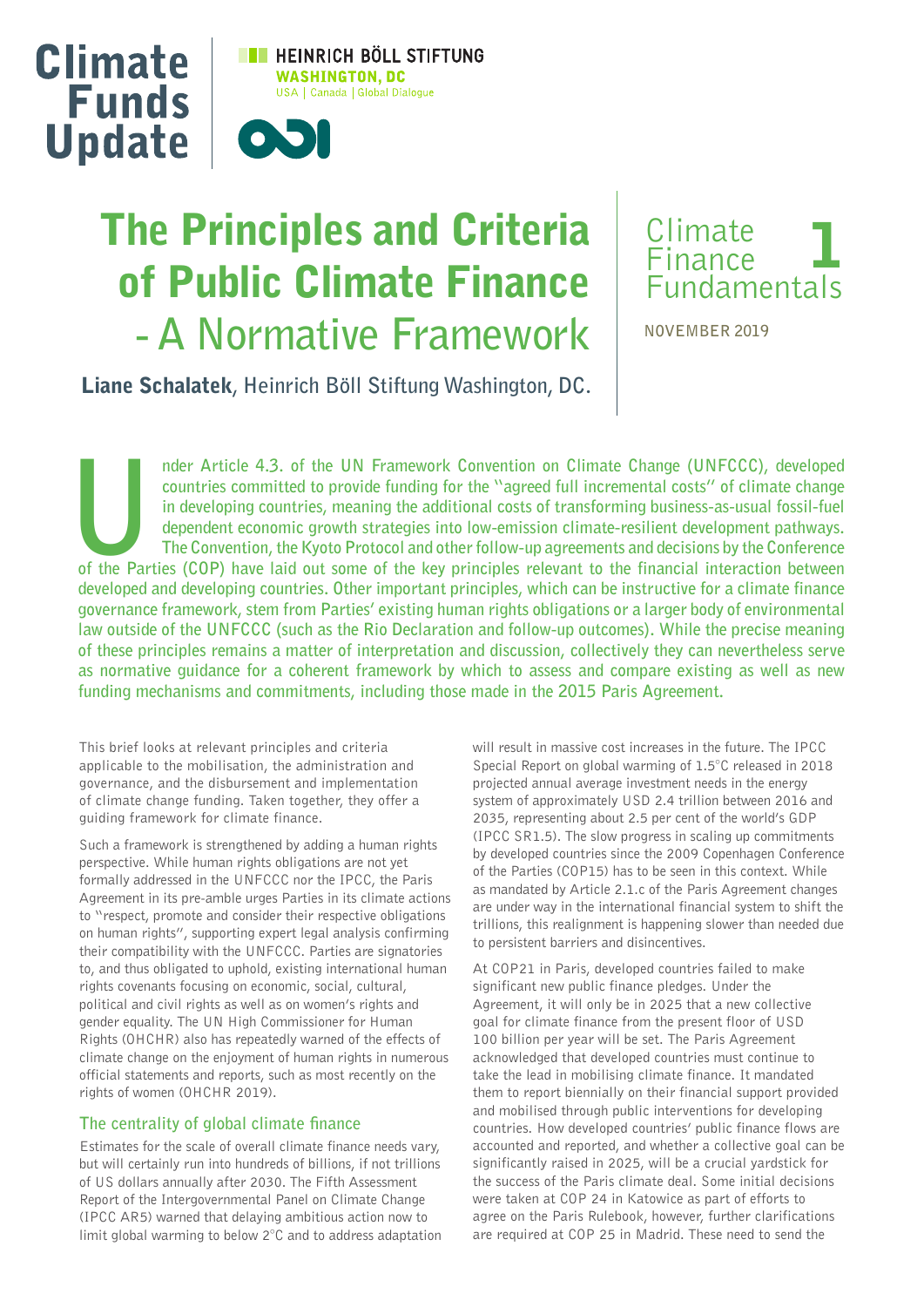Climate Funds Update

HEINRICH BÖLL STIFTUNG
WASHINGTON, DC
USA | Canada | Global Dialogue

ODI

# The Principles and Criteria of Public Climate Finance - A Normative Framework

Climate Finance Fundamentals 1

NOVEMBER 2019

**Liane Schalatek**, Heinrich Böll Stiftung Washington, DC.

**Under Article 4.3. of the UN Framework Convention on Climate Change (UNFCCC), developed countries committed to provide funding for the "agreed full incremental costs" of climate change in developing countries, meaning the additional costs of transforming business-as-usual fossil-fuel dependent economic growth strategies into low-emission climate-resilient development pathways. The Convention, the Kyoto Protocol and other follow-up agreements and decisions by the Conference of the Parties (COP) have laid out some of the key principles relevant to the financial interaction between developed and developing countries. Other important principles, which can be instructive for a climate finance governance framework, stem from Parties' existing human rights obligations or a larger body of environmental law outside of the UNFCCC (such as the Rio Declaration and follow-up outcomes). While the precise meaning of these principles remains a matter of interpretation and discussion, collectively they can nevertheless serve as normative guidance for a coherent framework by which to assess and compare existing as well as new funding mechanisms and commitments, including those made in the 2015 Paris Agreement.**

This brief looks at relevant principles and criteria applicable to the mobilisation, the administration and governance, and the disbursement and implementation of climate change funding. Taken together, they offer a guiding framework for climate finance.

Such a framework is strengthened by adding a human rights perspective. While human rights obligations are not yet formally addressed in the UNFCCC nor the IPCC, the Paris Agreement in its pre-amble urges Parties in its climate actions to "respect, promote and consider their respective obligations on human rights", supporting expert legal analysis confirming their compatibility with the UNFCCC. Parties are signatories to, and thus obligated to uphold, existing international human rights covenants focusing on economic, social, cultural, political and civil rights as well as on women's rights and gender equality. The UN High Commissioner for Human Rights (OHCHR) also has repeatedly warned of the effects of climate change on the enjoyment of human rights in numerous official statements and reports, such as most recently on the rights of women (OHCHR 2019).

## The centrality of global climate finance

Estimates for the scale of overall climate finance needs vary, but will certainly run into hundreds of billions, if not trillions of US dollars annually after 2030. The Fifth Assessment Report of the Intergovernmental Panel on Climate Change (IPCC AR5) warned that delaying ambitious action now to limit global warming to below 2°C and to address adaptation will result in massive cost increases in the future. The IPCC Special Report on global warming of 1.5°C released in 2018 projected annual average investment needs in the energy system of approximately USD 2.4 trillion between 2016 and 2035, representing about 2.5 per cent of the world's GDP (IPCC SR1.5). The slow progress in scaling up commitments by developed countries since the 2009 Copenhagen Conference of the Parties (COP15) has to be seen in this context. While as mandated by Article 2.1.c of the Paris Agreement changes are under way in the international financial system to shift the trillions, this realignment is happening slower than needed due to persistent barriers and disincentives.

At COP21 in Paris, developed countries failed to make significant new public finance pledges. Under the Agreement, it will only be in 2025 that a new collective goal for climate finance from the present floor of USD 100 billion per year will be set. The Paris Agreement acknowledged that developed countries must continue to take the lead in mobilising climate finance. It mandated them to report biennially on their financial support provided and mobilised through public interventions for developing countries. How developed countries' public finance flows are accounted and reported, and whether a collective goal can be significantly raised in 2025, will be a crucial yardstick for the success of the Paris climate deal. Some initial decisions were taken at COP 24 in Katowice as part of efforts to agree on the Paris Rulebook, however, further clarifications are required at COP 25 in Madrid. These need to send the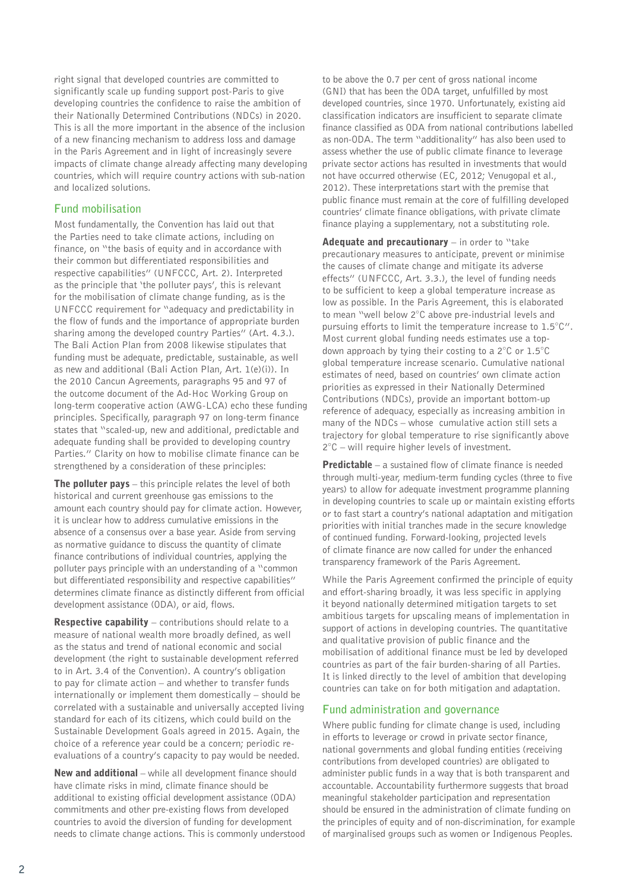right signal that developed countries are committed to significantly scale up funding support post-Paris to give developing countries the confidence to raise the ambition of their Nationally Determined Contributions (NDCs) in 2020. This is all the more important in the absence of the inclusion of a new financing mechanism to address loss and damage in the Paris Agreement and in light of increasingly severe impacts of climate change already affecting many developing countries, which will require country actions with sub-nation and localized solutions.

## Fund mobilisation

Most fundamentally, the Convention has laid out that the Parties need to take climate actions, including on finance, on "the basis of equity and in accordance with their common but differentiated responsibilities and respective capabilities" (UNFCCC, Art. 2). Interpreted as the principle that 'the polluter pays', this is relevant for the mobilisation of climate change funding, as is the UNFCCC requirement for "adequacy and predictability in the flow of funds and the importance of appropriate burden sharing among the developed country Parties" (Art. 4.3.). The Bali Action Plan from 2008 likewise stipulates that funding must be adequate, predictable, sustainable, as well as new and additional (Bali Action Plan, Art. 1(e)(i)). In the 2010 Cancun Agreements, paragraphs 95 and 97 of the outcome document of the Ad-Hoc Working Group on long-term cooperative action (AWG-LCA) echo these funding principles. Specifically, paragraph 97 on long-term finance states that "scaled-up, new and additional, predictable and adequate funding shall be provided to developing country Parties." Clarity on how to mobilise climate finance can be strengthened by a consideration of these principles:

**The polluter pays** – this principle relates the level of both historical and current greenhouse gas emissions to the amount each country should pay for climate action. However, it is unclear how to address cumulative emissions in the absence of a consensus over a base year. Aside from serving as normative guidance to discuss the quantity of climate finance contributions of individual countries, applying the polluter pays principle with an understanding of a "common but differentiated responsibility and respective capabilities" determines climate finance as distinctly different from official development assistance (ODA), or aid, flows.

**Respective capability** – contributions should relate to a measure of national wealth more broadly defined, as well as the status and trend of national economic and social development (the right to sustainable development referred to in Art. 3.4 of the Convention). A country's obligation to pay for climate action – and whether to transfer funds internationally or implement them domestically – should be correlated with a sustainable and universally accepted living standard for each of its citizens, which could build on the Sustainable Development Goals agreed in 2015. Again, the choice of a reference year could be a concern; periodic re-evaluations of a country's capacity to pay would be needed.

**New and additional** – while all development finance should have climate risks in mind, climate finance should be additional to existing official development assistance (ODA) commitments and other pre-existing flows from developed countries to avoid the diversion of funding for development needs to climate change actions. This is commonly understood to be above the 0.7 per cent of gross national income (GNI) that has been the ODA target, unfulfilled by most developed countries, since 1970. Unfortunately, existing aid classification indicators are insufficient to separate climate finance classified as ODA from national contributions labelled as non-ODA. The term "additionality" has also been used to assess whether the use of public climate finance to leverage private sector actions has resulted in investments that would not have occurred otherwise (EC, 2012; Venugopal et al., 2012). These interpretations start with the premise that public finance must remain at the core of fulfilling developed countries' climate finance obligations, with private climate finance playing a supplementary, not a substituting role.

**Adequate and precautionary** – in order to "take precautionary measures to anticipate, prevent or minimise the causes of climate change and mitigate its adverse effects" (UNFCCC, Art. 3.3.), the level of funding needs to be sufficient to keep a global temperature increase as low as possible. In the Paris Agreement, this is elaborated to mean "well below 2°C above pre-industrial levels and pursuing efforts to limit the temperature increase to 1.5°C". Most current global funding needs estimates use a top-down approach by tying their costing to a 2°C or 1.5°C global temperature increase scenario. Cumulative national estimates of need, based on countries' own climate action priorities as expressed in their Nationally Determined Contributions (NDCs), provide an important bottom-up reference of adequacy, especially as increasing ambition in many of the NDCs – whose cumulative action still sets a trajectory for global temperature to rise significantly above 2°C – will require higher levels of investment.

**Predictable** – a sustained flow of climate finance is needed through multi-year, medium-term funding cycles (three to five years) to allow for adequate investment programme planning in developing countries to scale up or maintain existing efforts or to fast start a country's national adaptation and mitigation priorities with initial tranches made in the secure knowledge of continued funding. Forward-looking, projected levels of climate finance are now called for under the enhanced transparency framework of the Paris Agreement.

While the Paris Agreement confirmed the principle of equity and effort-sharing broadly, it was less specific in applying it beyond nationally determined mitigation targets to set ambitious targets for upscaling means of implementation in support of actions in developing countries. The quantitative and qualitative provision of public finance and the mobilisation of additional finance must be led by developed countries as part of the fair burden-sharing of all Parties. It is linked directly to the level of ambition that developing countries can take on for both mitigation and adaptation.

## Fund administration and governance

Where public funding for climate change is used, including in efforts to leverage or crowd in private sector finance, national governments and global funding entities (receiving contributions from developed countries) are obligated to administer public funds in a way that is both transparent and accountable. Accountability furthermore suggests that broad meaningful stakeholder participation and representation should be ensured in the administration of climate funding on the principles of equity and of non-discrimination, for example of marginalised groups such as women or Indigenous Peoples.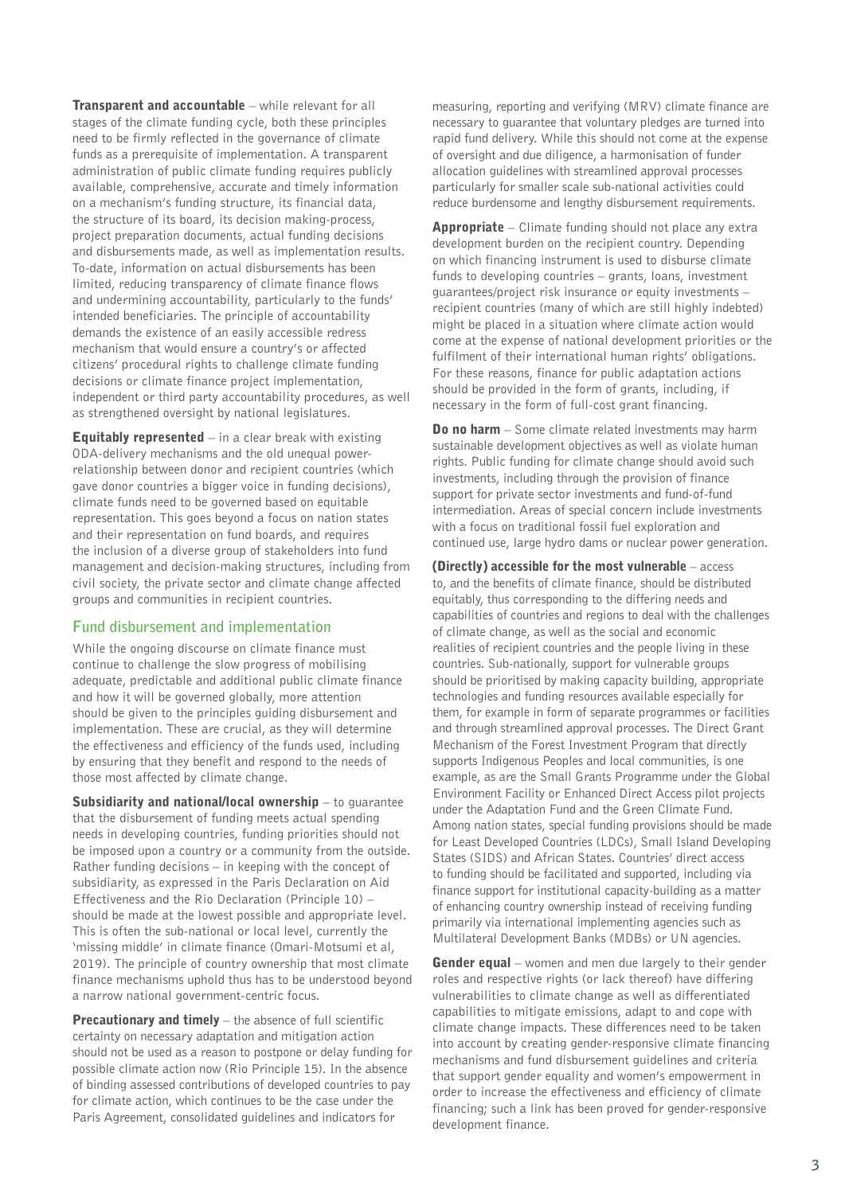**Transparent and accountable** – while relevant for all stages of the climate funding cycle, both these principles need to be firmly reflected in the governance of climate funds as a prerequisite of implementation. A transparent administration of public climate funding requires publicly available, comprehensive, accurate and timely information on a mechanism's funding structure, its financial data, the structure of its board, its decision making-process, project preparation documents, actual funding decisions and disbursements made, as well as implementation results. To-date, information on actual disbursements has been limited, reducing transparency of climate finance flows and undermining accountability, particularly to the funds' intended beneficiaries. The principle of accountability demands the existence of an easily accessible redress mechanism that would ensure a country's or affected citizens' procedural rights to challenge climate funding decisions or climate finance project implementation, independent or third party accountability procedures, as well as strengthened oversight by national legislatures.

**Equitably represented** – in a clear break with existing ODA-delivery mechanisms and the old unequal power-relationship between donor and recipient countries (which gave donor countries a bigger voice in funding decisions), climate funds need to be governed based on equitable representation. This goes beyond a focus on nation states and their representation on fund boards, and requires the inclusion of a diverse group of stakeholders into fund management and decision-making structures, including from civil society, the private sector and climate change affected groups and communities in recipient countries.

## Fund disbursement and implementation

While the ongoing discourse on climate finance must continue to challenge the slow progress of mobilising adequate, predictable and additional public climate finance and how it will be governed globally, more attention should be given to the principles guiding disbursement and implementation. These are crucial, as they will determine the effectiveness and efficiency of the funds used, including by ensuring that they benefit and respond to the needs of those most affected by climate change.

**Subsidiarity and national/local ownership** – to guarantee that the disbursement of funding meets actual spending needs in developing countries, funding priorities should not be imposed upon a country or a community from the outside. Rather funding decisions – in keeping with the concept of subsidiarity, as expressed in the Paris Declaration on Aid Effectiveness and the Rio Declaration (Principle 10) – should be made at the lowest possible and appropriate level. This is often the sub-national or local level, currently the 'missing middle' in climate finance (Omari-Motsumi et al, 2019). The principle of country ownership that most climate finance mechanisms uphold thus has to be understood beyond a narrow national government-centric focus.

**Precautionary and timely** – the absence of full scientific certainty on necessary adaptation and mitigation action should not be used as a reason to postpone or delay funding for possible climate action now (Rio Principle 15). In the absence of binding assessed contributions of developed countries to pay for climate action, which continues to be the case under the Paris Agreement, consolidated guidelines and indicators for measuring, reporting and verifying (MRV) climate finance are necessary to guarantee that voluntary pledges are turned into rapid fund delivery. While this should not come at the expense of oversight and due diligence, a harmonisation of funder allocation guidelines with streamlined approval processes particularly for smaller scale sub-national activities could reduce burdensome and lengthy disbursement requirements.

**Appropriate** – Climate funding should not place any extra development burden on the recipient country. Depending on which financing instrument is used to disburse climate funds to developing countries – grants, loans, investment guarantees/project risk insurance or equity investments – recipient countries (many of which are still highly indebted) might be placed in a situation where climate action would come at the expense of national development priorities or the fulfilment of their international human rights' obligations. For these reasons, finance for public adaptation actions should be provided in the form of grants, including, if necessary in the form of full-cost grant financing.

**Do no harm** – Some climate related investments may harm sustainable development objectives as well as violate human rights. Public funding for climate change should avoid such investments, including through the provision of finance support for private sector investments and fund-of-fund intermediation. Areas of special concern include investments with a focus on traditional fossil fuel exploration and continued use, large hydro dams or nuclear power generation.

**(Directly) accessible for the most vulnerable** – access to, and the benefits of climate finance, should be distributed equitably, thus corresponding to the differing needs and capabilities of countries and regions to deal with the challenges of climate change, as well as the social and economic realities of recipient countries and the people living in these countries. Sub-nationally, support for vulnerable groups should be prioritised by making capacity building, appropriate technologies and funding resources available especially for them, for example in form of separate programmes or facilities and through streamlined approval processes. The Direct Grant Mechanism of the Forest Investment Program that directly supports Indigenous Peoples and local communities, is one example, as are the Small Grants Programme under the Global Environment Facility or Enhanced Direct Access pilot projects under the Adaptation Fund and the Green Climate Fund. Among nation states, special funding provisions should be made for Least Developed Countries (LDCs), Small Island Developing States (SIDS) and African States. Countries' direct access to funding should be facilitated and supported, including via finance support for institutional capacity-building as a matter of enhancing country ownership instead of receiving funding primarily via international implementing agencies such as Multilateral Development Banks (MDBs) or UN agencies.

**Gender equal** – women and men due largely to their gender roles and respective rights (or lack thereof) have differing vulnerabilities to climate change as well as differentiated capabilities to mitigate emissions, adapt to and cope with climate change impacts. These differences need to be taken into account by creating gender-responsive climate financing mechanisms and fund disbursement guidelines and criteria that support gender equality and women's empowerment in order to increase the effectiveness and efficiency of climate financing; such a link has been proved for gender-responsive development finance.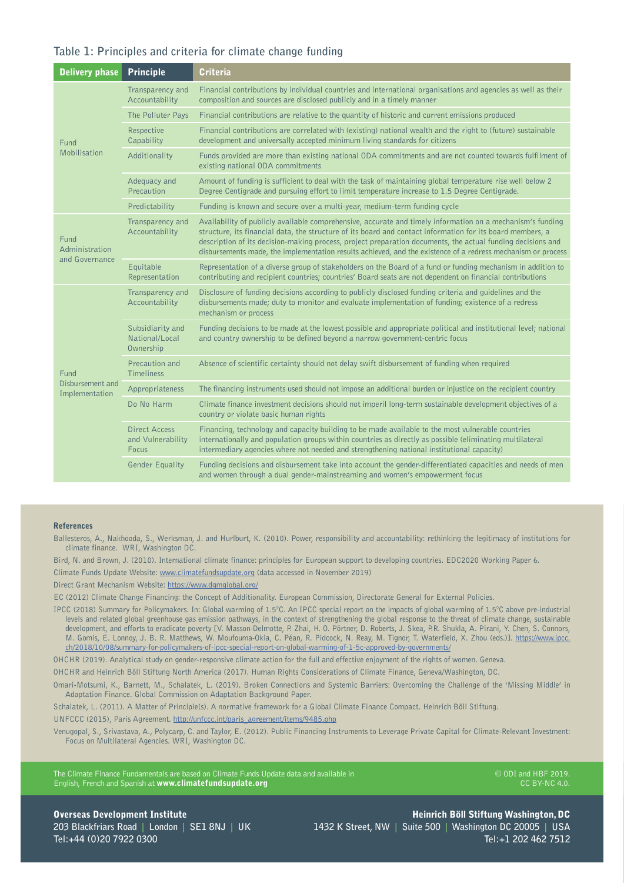## Table 1: Principles and criteria for climate change funding

| Delivery phase | Principle | Criteria |
|---|---|---|
| Fund Mobilisation | Transparency and Accountability | Financial contributions by individual countries and international organisations and agencies as well as their composition and sources are disclosed publicly and in a timely manner |
| | The Polluter Pays | Financial contributions are relative to the quantity of historic and current emissions produced |
| | Respective Capability | Financial contributions are correlated with (existing) national wealth and the right to (future) sustainable development and universally accepted minimum living standards for citizens |
| | Additionality | Funds provided are more than existing national ODA commitments and are not counted towards fulfilment of existing national ODA commitments |
| | Adequacy and Precaution | Amount of funding is sufficient to deal with the task of maintaining global temperature rise well below 2 Degree Centigrade and pursuing effort to limit temperature increase to 1.5 Degree Centigrade. |
| | Predictability | Funding is known and secure over a multi-year, medium-term funding cycle |
| Fund Administration and Governance | Transparency and Accountability | Availability of publicly available comprehensive, accurate and timely information on a mechanism's funding structure, its financial data, the structure of its board and contact information for its board members, a description of its decision-making process, project preparation documents, the actual funding decisions and disbursements made, the implementation results achieved, and the existence of a redress mechanism or process |
| | Equitable Representation | Representation of a diverse group of stakeholders on the Board of a fund or funding mechanism in addition to contributing and recipient countries; countries' Board seats are not dependent on financial contributions |
| Fund Disbursement and Implementation | Transparency and Accountability | Disclosure of funding decisions according to publicly disclosed funding criteria and guidelines and the disbursements made; duty to monitor and evaluate implementation of funding; existence of a redress mechanism or process |
| | Subsidiarity and National/Local Ownership | Funding decisions to be made at the lowest possible and appropriate political and institutional level; national and country ownership to be defined beyond a narrow government-centric focus |
| | Precaution and Timeliness | Absence of scientific certainty should not delay swift disbursement of funding when required |
| | Appropriateness | The financing instruments used should not impose an additional burden or injustice on the recipient country |
| | Do No Harm | Climate finance investment decisions should not imperil long-term sustainable development objectives of a country or violate basic human rights |
| | Direct Access and Vulnerability Focus | Financing, technology and capacity building to be made available to the most vulnerable countries internationally and population groups within countries as directly as possible (eliminating multilateral intermediary agencies where not needed and strengthening national institutional capacity) |
| | Gender Equality | Funding decisions and disbursement take into account the gender-differentiated capacities and needs of men and women through a dual gender-mainstreaming and women's empowerment focus |

### References

Ballesteros, A., Nakhooda, S., Werksman, J. and Hurlburt, K. (2010). Power, responsibility and accountability: rethinking the legitimacy of institutions for climate finance. WRI, Washington DC.

Bird, N. and Brown, J. (2010). International climate finance: principles for European support to developing countries. EDC2020 Working Paper 6.

Climate Funds Update Website: www.climatefundsupdate.org (data accessed in November 2019)

Direct Grant Mechanism Website: https://www.dgmglobal.org/

EC (2012) Climate Change Financing: the Concept of Additionality. European Commission, Directorate General for External Policies.

IPCC (2018) Summary for Policymakers. In: Global warming of 1.5°C. An IPCC special report on the impacts of global warming of 1.5°C above pre-industrial levels and related global greenhouse gas emission pathways, in the context of strengthening the global response to the threat of climate change, sustainable development, and efforts to eradicate poverty [V. Masson-Delmotte, P. Zhai, H. O. Pörtner, D. Roberts, J. Skea, P.R. Shukla, A. Pirani, Y. Chen, S. Connors, M. Gomis, E. Lonnoy, J. B. R. Matthews, W. Moufouma-Okia, C. Péan, R. Pidcock, N. Reay, M. Tignor, T. Waterfield, X. Zhou (eds.)]. https://www.ipcc.ch/2018/10/08/summary-for-policymakers-of-ipcc-special-report-on-global-warming-of-1-5c-approved-by-governments/

OHCHR (2019). Analytical study on gender-responsive climate action for the full and effective enjoyment of the rights of women. Geneva.

OHCHR and Heinrich Böll Stiftung North America (2017). Human Rights Considerations of Climate Finance, Geneva/Washington, DC.

Omari-Motsumi, K., Barnett, M., Schalatek, L. (2019). Broken Connections and Systemic Barriers: Overcoming the Challenge of the 'Missing Middle' in Adaptation Finance. Global Commission on Adaptation Background Paper.

Schalatek, L. (2011). A Matter of Principle(s). A normative framework for a Global Climate Finance Compact. Heinrich Böll Stiftung.

UNFCCC (2015), Paris Agreement. http://unfccc.int/paris_agreement/items/9485.php

Venugopal, S., Srivastava, A., Polycarp, C. and Taylor, E. (2012). Public Financing Instruments to Leverage Private Capital for Climate-Relevant Investment: Focus on Multilateral Agencies. WRI, Washington DC.

The Climate Finance Fundamentals are based on Climate Funds Update data and available in English, French and Spanish at **www.climatefundsupdate.org**

© ODI and HBF 2019. CC BY-NC 4.0.

**Overseas Development Institute**
203 Blackfriars Road | London | SE1 8NJ | UK
Tel:+44 (0)20 7922 0300

**Heinrich Böll Stiftung Washington, DC**
1432 K Street, NW | Suite 500 | Washington DC 20005 | USA
Tel:+1 202 462 7512